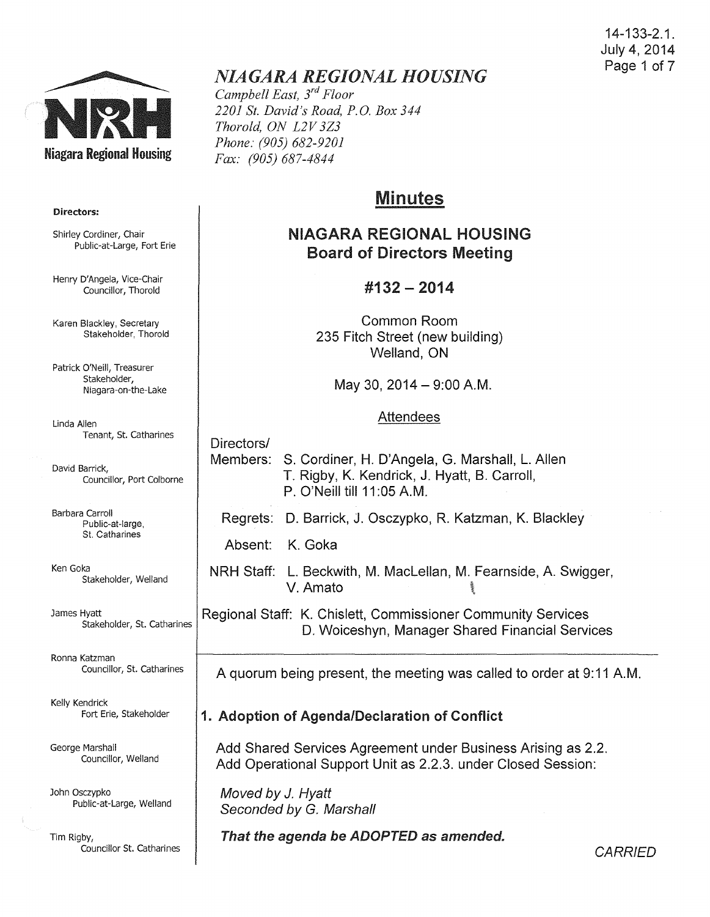# NIAGARA REGIONAL HOUSING

*Campbell East, 3rd Floor*
*2201 St. David's Road, P.O. Box 344*
*Thorold, ON L2V 3Z3*
*Phone: (905) 682-9201*
*Fax: (905) 687-4844*

14-133-2.1.
July 4, 2014

**Directors:**

Shirley Cordiner, Chair
Public-at-Large, Fort Erie

Henry D'Angela, Vice-Chair
Councillor, Thorold

Karen Blackley, Secretary
Stakeholder, Thorold

Patrick O'Neill, Treasurer
Stakeholder, Niagara-on-the-Lake

Linda Allen
Tenant, St. Catharines

David Barrick,
Councillor, Port Colborne

Barbara Carroll
Public-at-large, St. Catharines

Ken Goka
Stakeholder, Welland

James Hyatt
Stakeholder, St. Catharines

Ronna Katzman
Councillor, St. Catharines

Kelly Kendrick
Fort Erie, Stakeholder

George Marshall
Councillor, Welland

John Osczypko
Public-at-Large, Welland

Tim Rigby,
Councillor St. Catharines

## Minutes

### NIAGARA REGIONAL HOUSING Board of Directors Meeting

### #132 – 2014

Common Room
235 Fitch Street (new building)
Welland, ON

May 30, 2014 – 9:00 A.M.

Attendees

Directors/ Members: S. Cordiner, H. D'Angela, G. Marshall, L. Allen, T. Rigby, K. Kendrick, J. Hyatt, B. Carroll, P. O'Neill till 11:05 A.M.

Regrets: D. Barrick, J. Osczypko, R. Katzman, K. Blackley

Absent: K. Goka

NRH Staff: L. Beckwith, M. MacLellan, M. Fearnside, A. Swigger, V. Amato

Regional Staff: K. Chislett, Commissioner Community Services
D. Woiceshyn, Manager Shared Financial Services

---

A quorum being present, the meeting was called to order at 9:11 A.M.

### 1. Adoption of Agenda/Declaration of Conflict

Add Shared Services Agreement under Business Arising as 2.2.
Add Operational Support Unit as 2.2.3. under Closed Session:

*Moved by J. Hyatt*
*Seconded by G. Marshall*

***That the agenda be ADOPTED as amended.***

*CARRIED*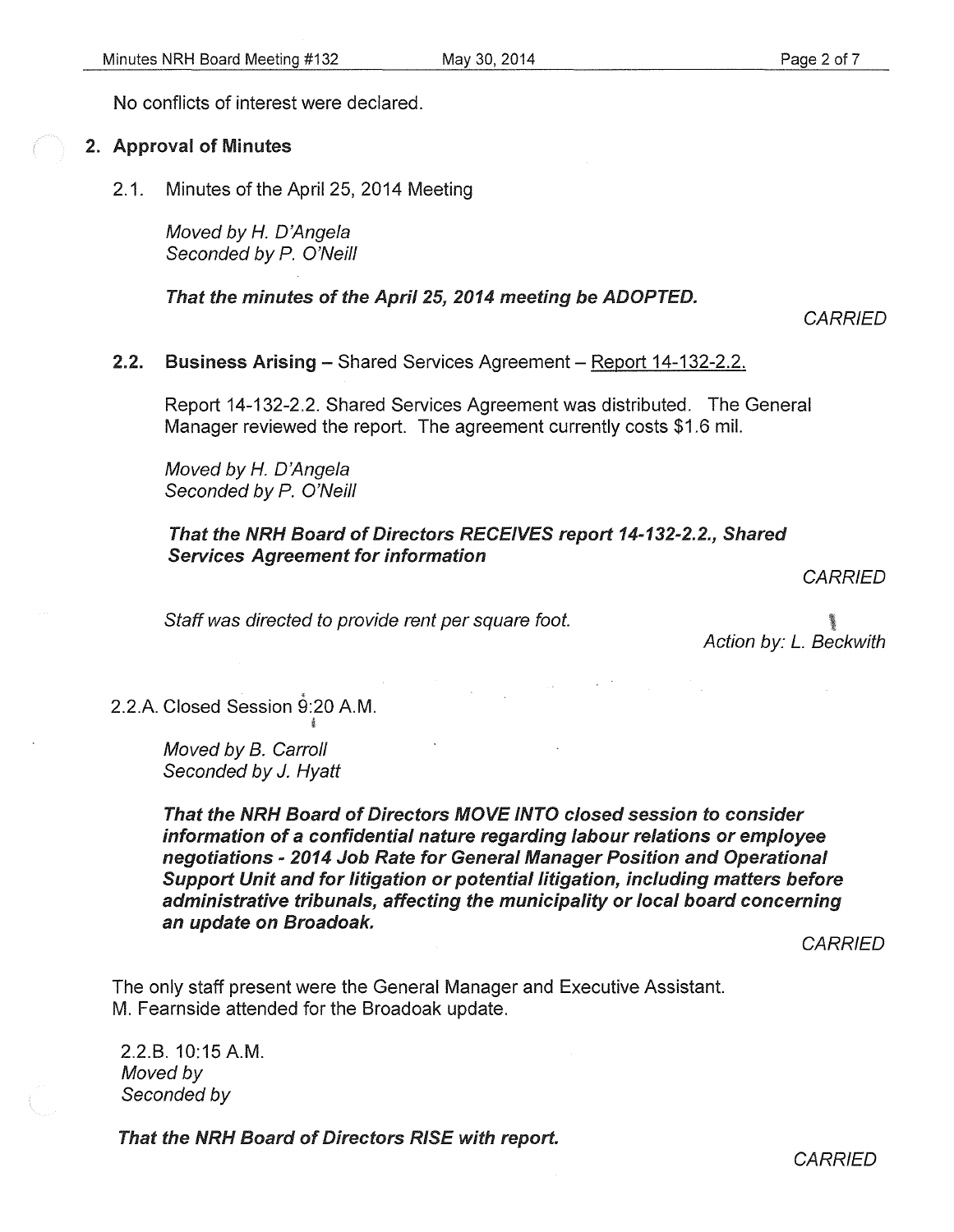No conflicts of interest were declared.

## 2. Approval of Minutes

2.1. Minutes of the April 25, 2014 Meeting

*Moved by H. D'Angela*
*Seconded by P. O'Neill*

***That the minutes of the April 25, 2014 meeting be ADOPTED.***

*CARRIED*

**2.2. Business Arising** – Shared Services Agreement – Report 14-132-2.2.

Report 14-132-2.2. Shared Services Agreement was distributed. The General Manager reviewed the report. The agreement currently costs $1.6 mil.

*Moved by H. D'Angela*
*Seconded by P. O'Neill*

***That the NRH Board of Directors RECEIVES report 14-132-2.2., Shared Services Agreement for information***

*CARRIED*

*Staff was directed to provide rent per square foot.*

*Action by: L. Beckwith*

2.2.A. Closed Session 9:20 A.M.

*Moved by B. Carroll*
*Seconded by J. Hyatt*

***That the NRH Board of Directors MOVE INTO closed session to consider information of a confidential nature regarding labour relations or employee negotiations - 2014 Job Rate for General Manager Position and Operational Support Unit and for litigation or potential litigation, including matters before administrative tribunals, affecting the municipality or local board concerning an update on Broadoak.***

*CARRIED*

The only staff present were the General Manager and Executive Assistant. M. Fearnside attended for the Broadoak update.

2.2.B. 10:15 A.M.
*Moved by*
*Seconded by*

***That the NRH Board of Directors RISE with report.***

*CARRIED*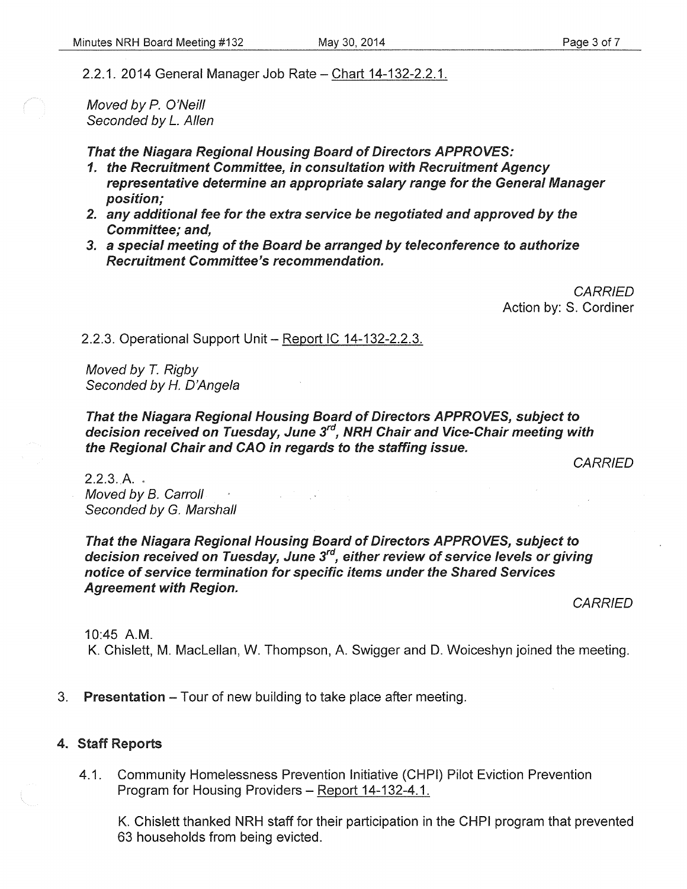2.2.1. 2014 General Manager Job Rate – Chart 14-132-2.2.1.

*Moved by P. O'Neill*
*Seconded by L. Allen*

***That the Niagara Regional Housing Board of Directors APPROVES:***

1. ***the Recruitment Committee, in consultation with Recruitment Agency representative determine an appropriate salary range for the General Manager position;***
2. ***any additional fee for the extra service be negotiated and approved by the Committee; and,***
3. ***a special meeting of the Board be arranged by teleconference to authorize Recruitment Committee's recommendation.***

*CARRIED*
Action by: S. Cordiner

2.2.3. Operational Support Unit – Report IC 14-132-2.2.3.

*Moved by T. Rigby*
*Seconded by H. D'Angela*

***That the Niagara Regional Housing Board of Directors APPROVES, subject to decision received on Tuesday, June 3rd, NRH Chair and Vice-Chair meeting with the Regional Chair and CAO in regards to the staffing issue.***

*CARRIED*

2.2.3. A.
*Moved by B. Carroll*
*Seconded by G. Marshall*

***That the Niagara Regional Housing Board of Directors APPROVES, subject to decision received on Tuesday, June 3rd, either review of service levels or giving notice of service termination for specific items under the Shared Services Agreement with Region.***

*CARRIED*

10:45 A.M.
K. Chislett, M. MacLellan, W. Thompson, A. Swigger and D. Woiceshyn joined the meeting.

3. **Presentation** – Tour of new building to take place after meeting.

## 4. Staff Reports

4.1. Community Homelessness Prevention Initiative (CHPI) Pilot Eviction Prevention Program for Housing Providers – Report 14-132-4.1.

K. Chislett thanked NRH staff for their participation in the CHPI program that prevented 63 households from being evicted.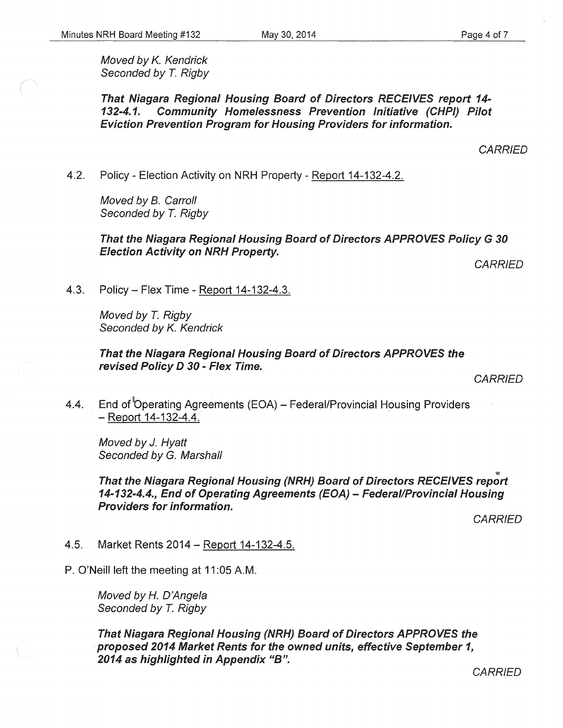*Moved by K. Kendrick*
*Seconded by T. Rigby*

***That Niagara Regional Housing Board of Directors RECEIVES report 14-132-4.1. Community Homelessness Prevention Initiative (CHPI) Pilot Eviction Prevention Program for Housing Providers for information.***

*CARRIED*

4.2. Policy - Election Activity on NRH Property - Report 14-132-4.2.

*Moved by B. Carroll*
*Seconded by T. Rigby*

***That the Niagara Regional Housing Board of Directors APPROVES Policy G 30 Election Activity on NRH Property.***

*CARRIED*

4.3. Policy – Flex Time - Report 14-132-4.3.

*Moved by T. Rigby*
*Seconded by K. Kendrick*

***That the Niagara Regional Housing Board of Directors APPROVES the revised Policy D 30 - Flex Time.***

*CARRIED*

4.4. End of Operating Agreements (EOA) – Federal/Provincial Housing Providers – Report 14-132-4.4.

*Moved by J. Hyatt*
*Seconded by G. Marshall*

***That the Niagara Regional Housing (NRH) Board of Directors RECEIVES report 14-132-4.4., End of Operating Agreements (EOA) – Federal/Provincial Housing Providers for information.***

*CARRIED*

4.5. Market Rents 2014 – Report 14-132-4.5.

P. O'Neill left the meeting at 11:05 A.M.

*Moved by H. D'Angela*
*Seconded by T. Rigby*

***That Niagara Regional Housing (NRH) Board of Directors APPROVES the proposed 2014 Market Rents for the owned units, effective September 1, 2014 as highlighted in Appendix "B".***

*CARRIED*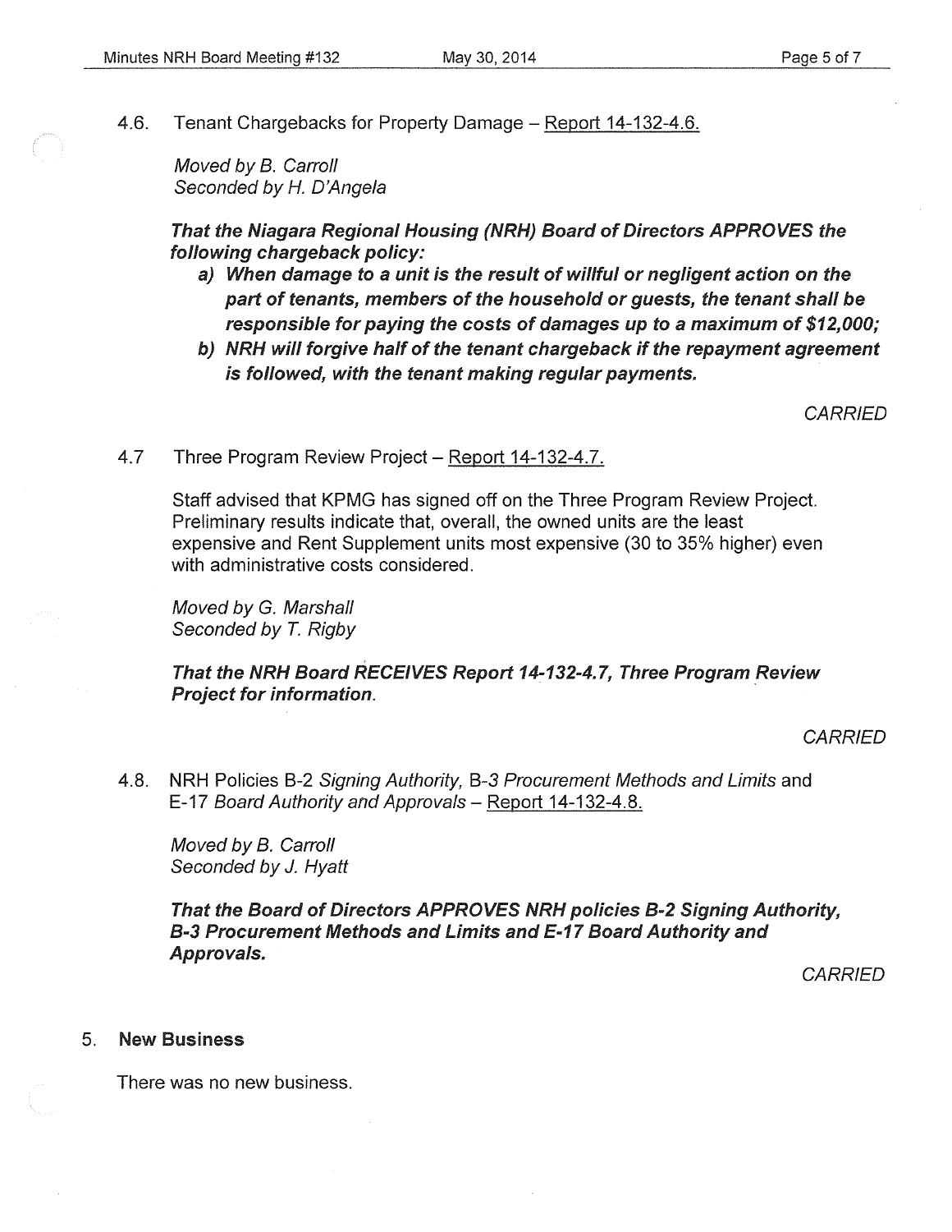4.6. Tenant Chargebacks for Property Damage – Report 14-132-4.6.

*Moved by B. Carroll*
*Seconded by H. D'Angela*

***That the Niagara Regional Housing (NRH) Board of Directors APPROVES the following chargeback policy:***

***a) When damage to a unit is the result of willful or negligent action on the part of tenants, members of the household or guests, the tenant shall be responsible for paying the costs of damages up to a maximum of $12,000;***

***b) NRH will forgive half of the tenant chargeback if the repayment agreement is followed, with the tenant making regular payments.***

*CARRIED*

4.7 Three Program Review Project – Report 14-132-4.7.

Staff advised that KPMG has signed off on the Three Program Review Project. Preliminary results indicate that, overall, the owned units are the least expensive and Rent Supplement units most expensive (30 to 35% higher) even with administrative costs considered.

*Moved by G. Marshall*
*Seconded by T. Rigby*

***That the NRH Board RECEIVES Report 14-132-4.7, Three Program Review Project for information.***

*CARRIED*

4.8. NRH Policies B-2 *Signing Authority*, B-3 *Procurement Methods and Limits* and E-17 *Board Authority and Approvals* – Report 14-132-4.8.

*Moved by B. Carroll*
*Seconded by J. Hyatt*

***That the Board of Directors APPROVES NRH policies B-2 Signing Authority, B-3 Procurement Methods and Limits and E-17 Board Authority and Approvals.***

*CARRIED*

## 5. New Business

There was no new business.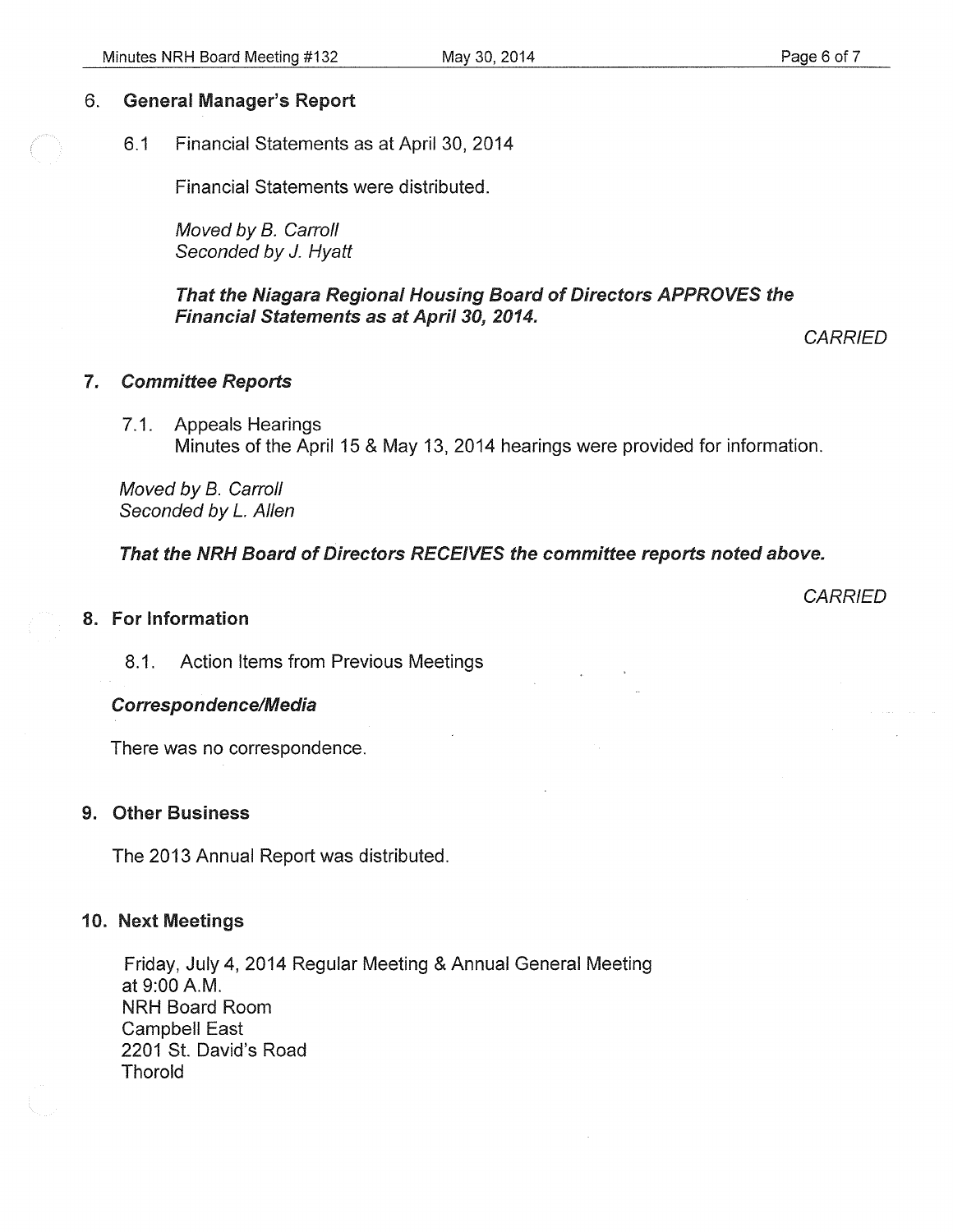## 6. General Manager's Report

6.1 Financial Statements as at April 30, 2014

Financial Statements were distributed.

*Moved by B. Carroll*
*Seconded by J. Hyatt*

***That the Niagara Regional Housing Board of Directors APPROVES the Financial Statements as at April 30, 2014.***

*CARRIED*

## 7. *Committee Reports*

7.1. Appeals Hearings
Minutes of the April 15 & May 13, 2014 hearings were provided for information.

*Moved by B. Carroll*
*Seconded by L. Allen*

***That the NRH Board of Directors RECEIVES the committee reports noted above.***

*CARRIED*

## 8. For Information

8.1. Action Items from Previous Meetings

***Correspondence/Media***

There was no correspondence.

## 9. Other Business

The 2013 Annual Report was distributed.

## 10. Next Meetings

Friday, July 4, 2014 Regular Meeting & Annual General Meeting
at 9:00 A.M.
NRH Board Room
Campbell East
2201 St. David's Road
Thorold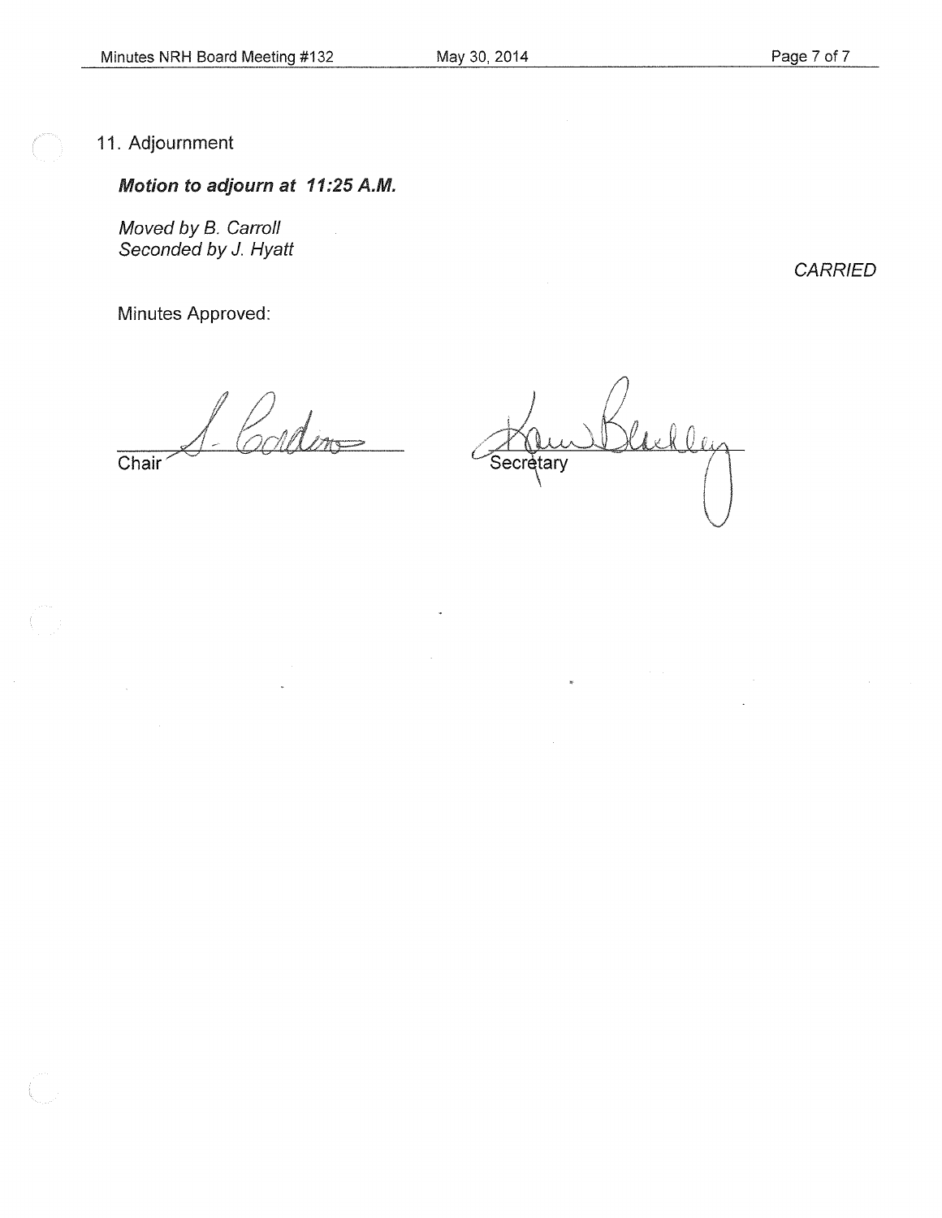11. Adjournment

***Motion to adjourn at 11:25 A.M.***

*Moved by B. Carroll*
*Seconded by J. Hyatt*

*CARRIED*

Minutes Approved:

Chair

Secretary